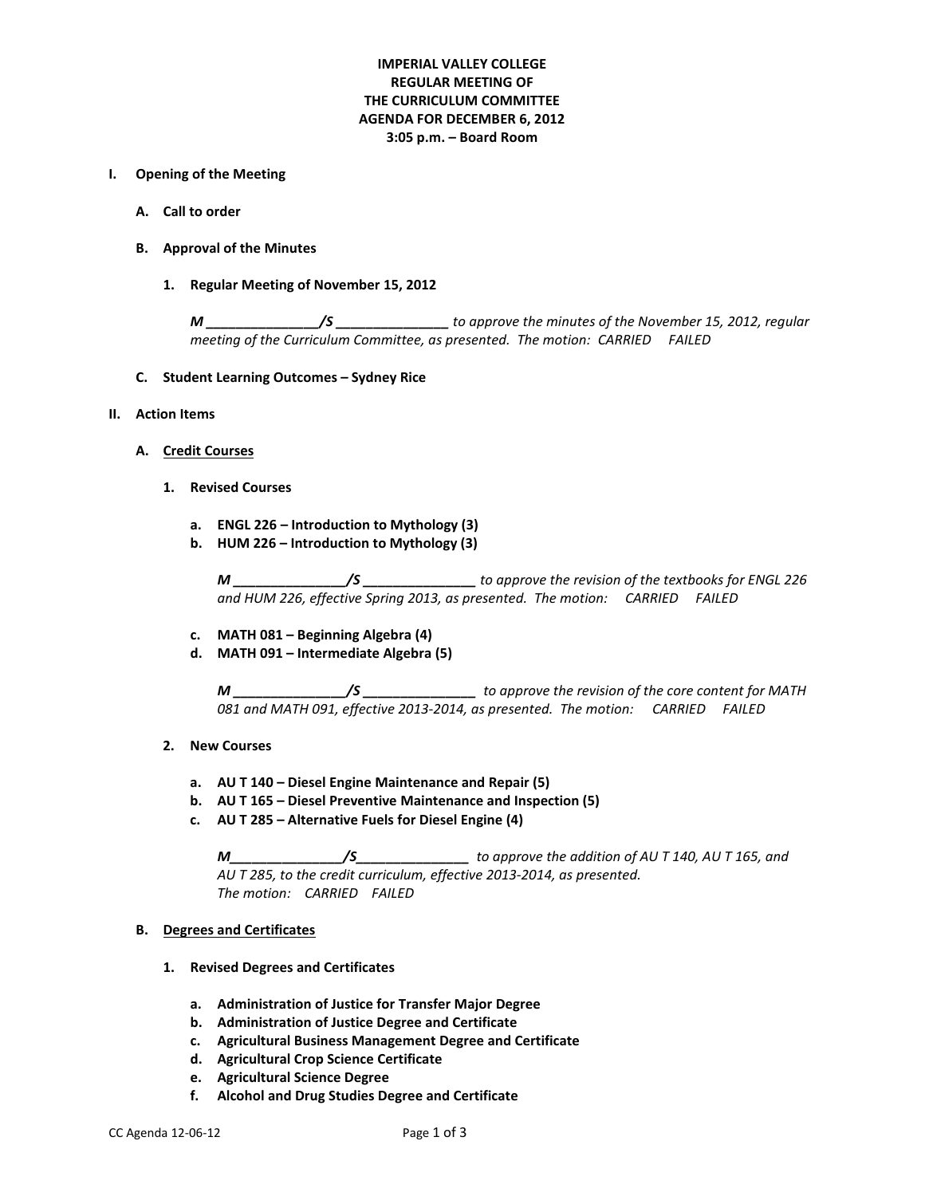**IMPERIAL VALLEY COLLEGE**
**REGULAR MEETING OF**
**THE CURRICULUM COMMITTEE**
**AGENDA FOR DECEMBER 6, 2012**
**3:05 p.m. – Board Room**

**I. Opening of the Meeting**

**A. Call to order**

**B. Approval of the Minutes**

**1. Regular Meeting of November 15, 2012**

***M \_\_\_\_\_\_\_\_\_\_\_\_\_\_\_/S \_\_\_\_\_\_\_\_\_\_\_\_\_\_\_*** *to approve the minutes of the November 15, 2012, regular meeting of the Curriculum Committee, as presented. The motion: CARRIED FAILED*

**C. Student Learning Outcomes – Sydney Rice**

**II. Action Items**

**A. Credit Courses**

**1. Revised Courses**

**a. ENGL 226 – Introduction to Mythology (3)**
**b. HUM 226 – Introduction to Mythology (3)**

***M \_\_\_\_\_\_\_\_\_\_\_\_\_\_\_/S \_\_\_\_\_\_\_\_\_\_\_\_\_\_\_*** *to approve the revision of the textbooks for ENGL 226 and HUM 226, effective Spring 2013, as presented. The motion: CARRIED FAILED*

**c. MATH 081 – Beginning Algebra (4)**
**d. MATH 091 – Intermediate Algebra (5)**

***M \_\_\_\_\_\_\_\_\_\_\_\_\_\_\_/S \_\_\_\_\_\_\_\_\_\_\_\_\_\_\_*** *to approve the revision of the core content for MATH 081 and MATH 091, effective 2013-2014, as presented. The motion: CARRIED FAILED*

**2. New Courses**

**a. AU T 140 – Diesel Engine Maintenance and Repair (5)**
**b. AU T 165 – Diesel Preventive Maintenance and Inspection (5)**
**c. AU T 285 – Alternative Fuels for Diesel Engine (4)**

***M\_\_\_\_\_\_\_\_\_\_\_\_\_\_\_/S\_\_\_\_\_\_\_\_\_\_\_\_\_\_\_*** *to approve the addition of AU T 140, AU T 165, and AU T 285, to the credit curriculum, effective 2013-2014, as presented. The motion: CARRIED FAILED*

**B. Degrees and Certificates**

**1. Revised Degrees and Certificates**

**a. Administration of Justice for Transfer Major Degree**
**b. Administration of Justice Degree and Certificate**
**c. Agricultural Business Management Degree and Certificate**
**d. Agricultural Crop Science Certificate**
**e. Agricultural Science Degree**
**f. Alcohol and Drug Studies Degree and Certificate**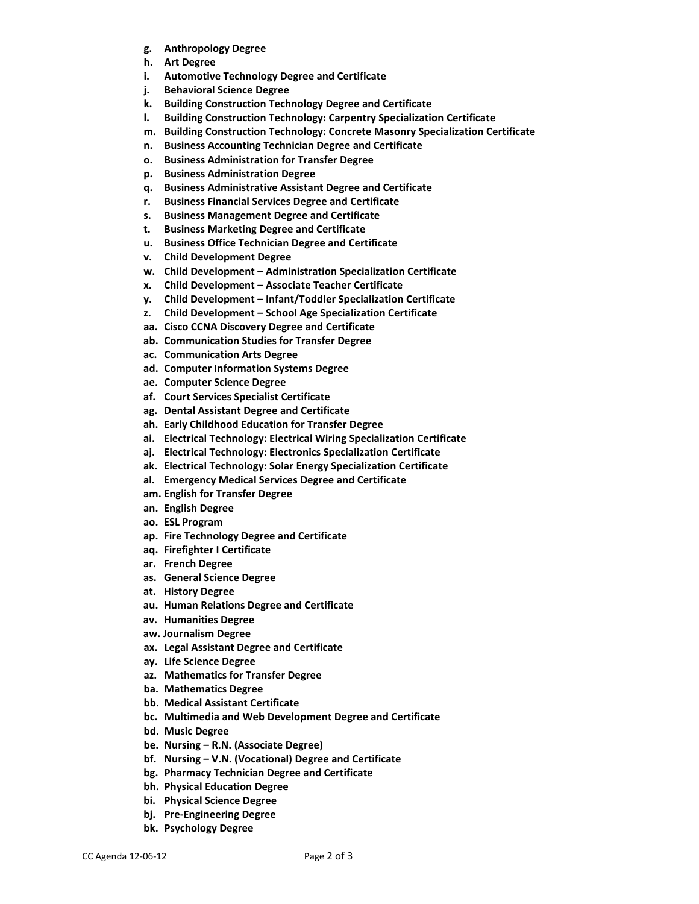- **g. Anthropology Degree**
- **h. Art Degree**
- **i. Automotive Technology Degree and Certificate**
- **j. Behavioral Science Degree**
- **k. Building Construction Technology Degree and Certificate**
- **l. Building Construction Technology: Carpentry Specialization Certificate**
- **m. Building Construction Technology: Concrete Masonry Specialization Certificate**
- **n. Business Accounting Technician Degree and Certificate**
- **o. Business Administration for Transfer Degree**
- **p. Business Administration Degree**
- **q. Business Administrative Assistant Degree and Certificate**
- **r. Business Financial Services Degree and Certificate**
- **s. Business Management Degree and Certificate**
- **t. Business Marketing Degree and Certificate**
- **u. Business Office Technician Degree and Certificate**
- **v. Child Development Degree**
- **w. Child Development – Administration Specialization Certificate**
- **x. Child Development – Associate Teacher Certificate**
- **y. Child Development – Infant/Toddler Specialization Certificate**
- **z. Child Development – School Age Specialization Certificate**
- **aa. Cisco CCNA Discovery Degree and Certificate**
- **ab. Communication Studies for Transfer Degree**
- **ac. Communication Arts Degree**
- **ad. Computer Information Systems Degree**
- **ae. Computer Science Degree**
- **af. Court Services Specialist Certificate**
- **ag. Dental Assistant Degree and Certificate**
- **ah. Early Childhood Education for Transfer Degree**
- **ai. Electrical Technology: Electrical Wiring Specialization Certificate**
- **aj. Electrical Technology: Electronics Specialization Certificate**
- **ak. Electrical Technology: Solar Energy Specialization Certificate**
- **al. Emergency Medical Services Degree and Certificate**
- **am. English for Transfer Degree**
- **an. English Degree**
- **ao. ESL Program**
- **ap. Fire Technology Degree and Certificate**
- **aq. Firefighter I Certificate**
- **ar. French Degree**
- **as. General Science Degree**
- **at. History Degree**
- **au. Human Relations Degree and Certificate**
- **av. Humanities Degree**
- **aw. Journalism Degree**
- **ax. Legal Assistant Degree and Certificate**
- **ay. Life Science Degree**
- **az. Mathematics for Transfer Degree**
- **ba. Mathematics Degree**
- **bb. Medical Assistant Certificate**
- **bc. Multimedia and Web Development Degree and Certificate**
- **bd. Music Degree**
- **be. Nursing – R.N. (Associate Degree)**
- **bf. Nursing – V.N. (Vocational) Degree and Certificate**
- **bg. Pharmacy Technician Degree and Certificate**
- **bh. Physical Education Degree**
- **bi. Physical Science Degree**
- **bj. Pre-Engineering Degree**
- **bk. Psychology Degree**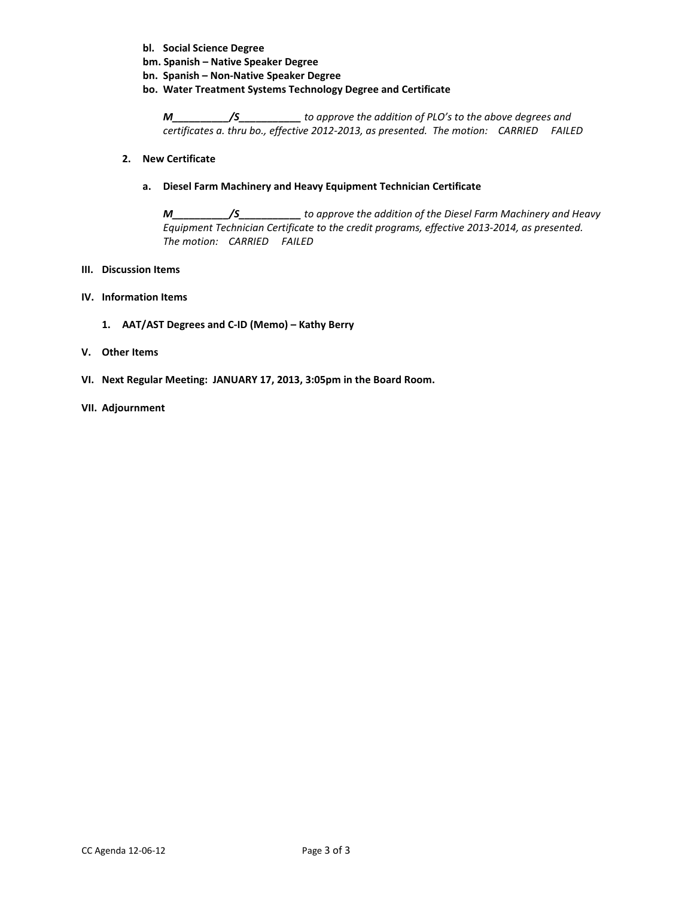**bl. Social Science Degree**
**bm. Spanish – Native Speaker Degree**
**bn. Spanish – Non-Native Speaker Degree**
**bo. Water Treatment Systems Technology Degree and Certificate**

***M__________/S___________*** *to approve the addition of PLO's to the above degrees and certificates a. thru bo., effective 2012-2013, as presented. The motion: CARRIED FAILED*

**2. New Certificate**

**a. Diesel Farm Machinery and Heavy Equipment Technician Certificate**

***M__________/S___________*** *to approve the addition of the Diesel Farm Machinery and Heavy Equipment Technician Certificate to the credit programs, effective 2013-2014, as presented. The motion: CARRIED FAILED*

**III. Discussion Items**

**IV. Information Items**

**1. AAT/AST Degrees and C-ID (Memo) – Kathy Berry**

**V. Other Items**

**VI. Next Regular Meeting: JANUARY 17, 2013, 3:05pm in the Board Room.**

**VII. Adjournment**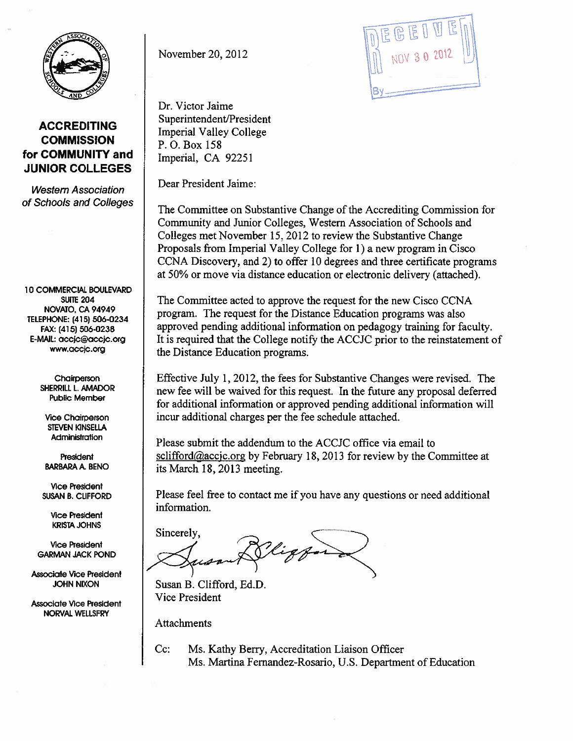**ACCREDITING COMMISSION for COMMUNITY and JUNIOR COLLEGES**

*Western Association of Schools and Colleges*

10 COMMERCIAL BOULEVARD
SUITE 204
NOVATO, CA 94949
TELEPHONE: (415) 506-0234
FAX: (415) 506-0238
E-MAIL: accjc@accjc.org
www.accjc.org

Chairperson
SHERRILL L. AMADOR
Public Member

Vice Chairperson
STEVEN KINSELLA
Administration

President
BARBARA A. BENO

Vice President
SUSAN B. CLIFFORD

Vice President
KRISTA JOHNS

Vice President
GARMAN JACK POND

Associate Vice President
JOHN NIXON

Associate Vice President
NORVAL WELLSFRY

November 20, 2012

RECEIVED
NOV 30 2012
By

Dr. Victor Jaime
Superintendent/President
Imperial Valley College
P. O. Box 158
Imperial, CA 92251

Dear President Jaime:

The Committee on Substantive Change of the Accrediting Commission for Community and Junior Colleges, Western Association of Schools and Colleges met November 15, 2012 to review the Substantive Change Proposals from Imperial Valley College for 1) a new program in Cisco CCNA Discovery, and 2) to offer 10 degrees and three certificate programs at 50% or move via distance education or electronic delivery (attached).

The Committee acted to approve the request for the new Cisco CCNA program. The request for the Distance Education programs was also approved pending additional information on pedagogy training for faculty. It is required that the College notify the ACCJC prior to the reinstatement of the Distance Education programs.

Effective July 1, 2012, the fees for Substantive Changes were revised. The new fee will be waived for this request. In the future any proposal deferred for additional information or approved pending additional information will incur additional charges per the fee schedule attached.

Please submit the addendum to the ACCJC office via email to sclifford@accjc.org by February 18, 2013 for review by the Committee at its March 18, 2013 meeting.

Please feel free to contact me if you have any questions or need additional information.

Sincerely,

Susan B. Clifford, Ed.D.
Vice President

Attachments

Cc: Ms. Kathy Berry, Accreditation Liaison Officer
Ms. Martina Fernandez-Rosario, U.S. Department of Education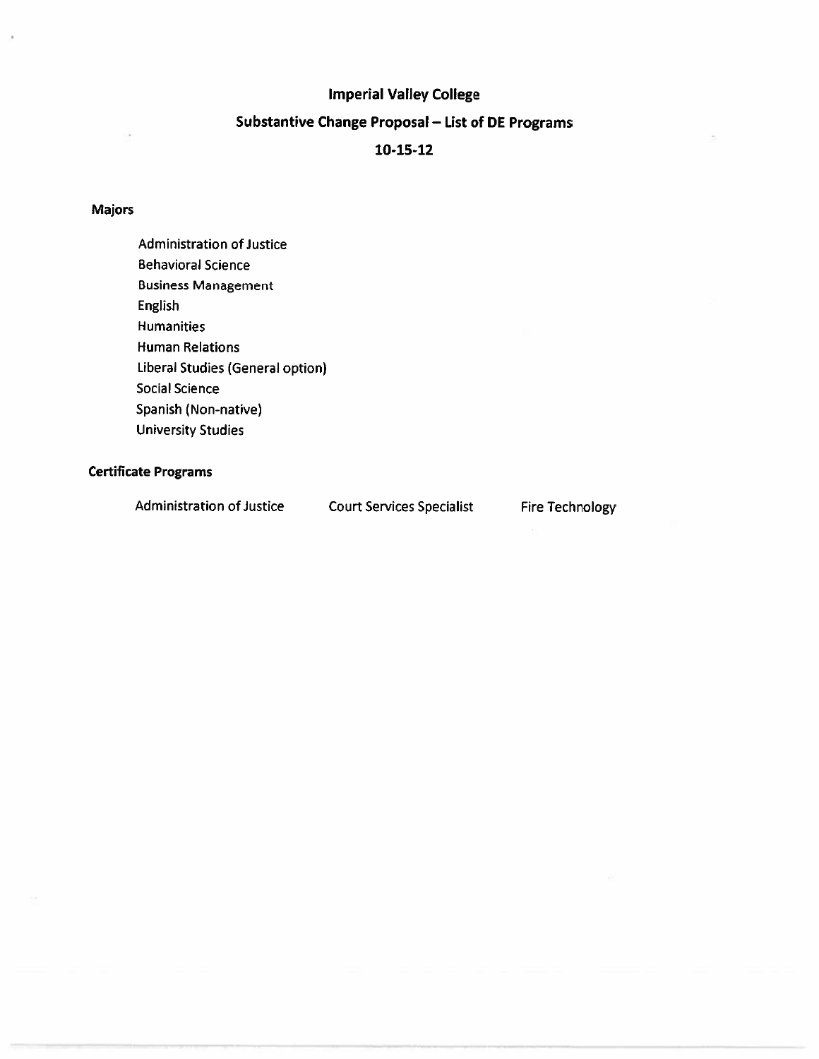# Imperial Valley College

## Substantive Change Proposal – List of DE Programs

## 10-15-12

### Majors

- Administration of Justice
- Behavioral Science
- Business Management
- English
- Humanities
- Human Relations
- Liberal Studies (General option)
- Social Science
- Spanish (Non-native)
- University Studies

### Certificate Programs

- Administration of Justice
- Court Services Specialist
- Fire Technology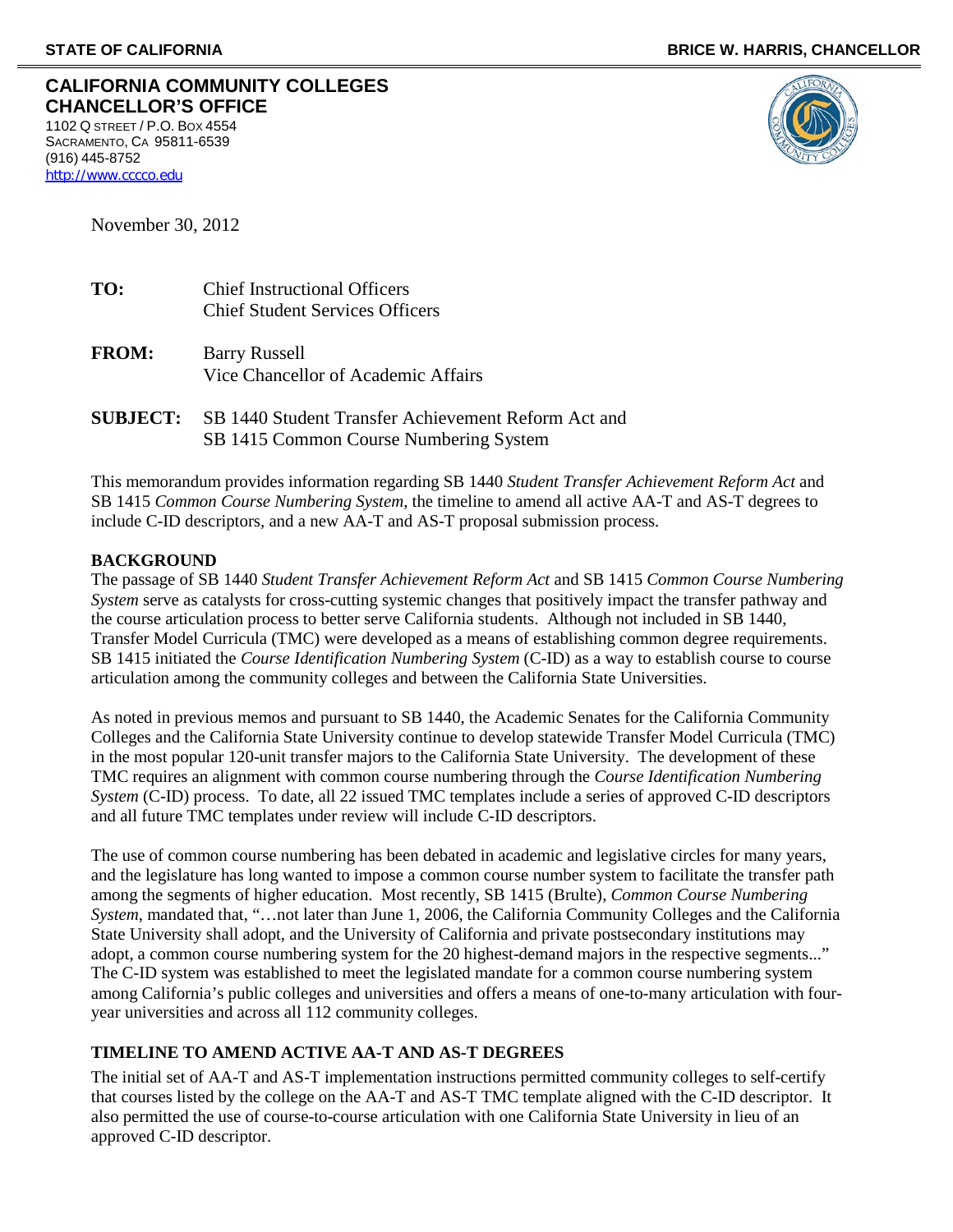**STATE OF CALIFORNIA** **BRICE W. HARRIS, CHANCELLOR**

**CALIFORNIA COMMUNITY COLLEGES**
**CHANCELLOR'S OFFICE**
1102 Q STREET / P.O. BOX 4554
SACRAMENTO, CA 95811-6539
(916) 445-8752
http://www.cccco.edu

November 30, 2012

**TO:** Chief Instructional Officers
Chief Student Services Officers

**FROM:** Barry Russell
Vice Chancellor of Academic Affairs

**SUBJECT:** SB 1440 Student Transfer Achievement Reform Act and
SB 1415 Common Course Numbering System

This memorandum provides information regarding SB 1440 *Student Transfer Achievement Reform Act* and SB 1415 *Common Course Numbering System*, the timeline to amend all active AA-T and AS-T degrees to include C-ID descriptors, and a new AA-T and AS-T proposal submission process.

**BACKGROUND**

The passage of SB 1440 *Student Transfer Achievement Reform Act* and SB 1415 *Common Course Numbering System* serve as catalysts for cross-cutting systemic changes that positively impact the transfer pathway and the course articulation process to better serve California students. Although not included in SB 1440, Transfer Model Curricula (TMC) were developed as a means of establishing common degree requirements. SB 1415 initiated the *Course Identification Numbering System* (C-ID) as a way to establish course to course articulation among the community colleges and between the California State Universities.

As noted in previous memos and pursuant to SB 1440, the Academic Senates for the California Community Colleges and the California State University continue to develop statewide Transfer Model Curricula (TMC) in the most popular 120-unit transfer majors to the California State University. The development of these TMC requires an alignment with common course numbering through the *Course Identification Numbering System* (C-ID) process. To date, all 22 issued TMC templates include a series of approved C-ID descriptors and all future TMC templates under review will include C-ID descriptors.

The use of common course numbering has been debated in academic and legislative circles for many years, and the legislature has long wanted to impose a common course number system to facilitate the transfer path among the segments of higher education. Most recently, SB 1415 (Brulte), *Common Course Numbering System*, mandated that, "…not later than June 1, 2006, the California Community Colleges and the California State University shall adopt, and the University of California and private postsecondary institutions may adopt, a common course numbering system for the 20 highest-demand majors in the respective segments..." The C-ID system was established to meet the legislated mandate for a common course numbering system among California's public colleges and universities and offers a means of one-to-many articulation with four-year universities and across all 112 community colleges.

**TIMELINE TO AMEND ACTIVE AA-T AND AS-T DEGREES**

The initial set of AA-T and AS-T implementation instructions permitted community colleges to self-certify that courses listed by the college on the AA-T and AS-T TMC template aligned with the C-ID descriptor. It also permitted the use of course-to-course articulation with one California State University in lieu of an approved C-ID descriptor.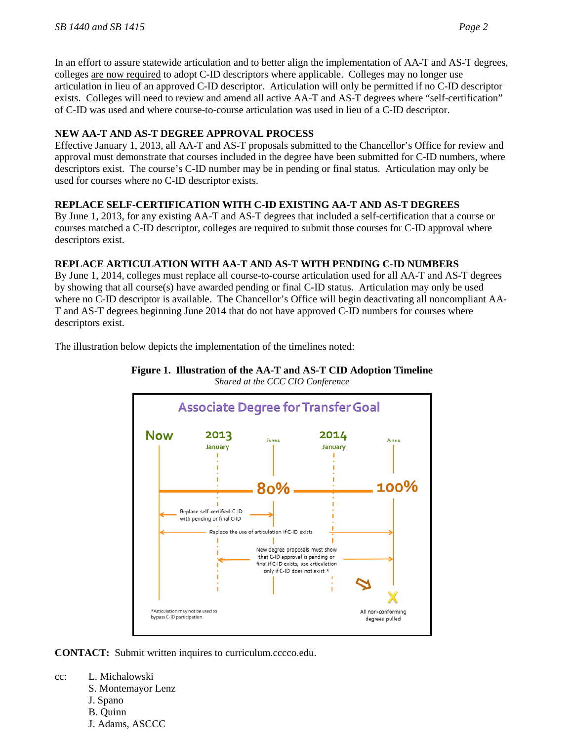In an effort to assure statewide articulation and to better align the implementation of AA-T and AS-T degrees, colleges <u>are now required</u> to adopt C-ID descriptors where applicable. Colleges may no longer use articulation in lieu of an approved C-ID descriptor. Articulation will only be permitted if no C-ID descriptor exists. Colleges will need to review and amend all active AA-T and AS-T degrees where "self-certification" of C-ID was used and where course-to-course articulation was used in lieu of a C-ID descriptor.

**NEW AA-T AND AS-T DEGREE APPROVAL PROCESS**

Effective January 1, 2013, all AA-T and AS-T proposals submitted to the Chancellor's Office for review and approval must demonstrate that courses included in the degree have been submitted for C-ID numbers, where descriptors exist. The course's C-ID number may be in pending or final status. Articulation may only be used for courses where no C-ID descriptor exists.

**REPLACE SELF-CERTIFICATION WITH C-ID EXISTING AA-T AND AS-T DEGREES**

By June 1, 2013, for any existing AA-T and AS-T degrees that included a self-certification that a course or courses matched a C-ID descriptor, colleges are required to submit those courses for C-ID approval where descriptors exist.

**REPLACE ARTICULATION WITH AA-T AND AS-T WITH PENDING C-ID NUMBERS**

By June 1, 2014, colleges must replace all course-to-course articulation used for all AA-T and AS-T degrees by showing that all course(s) have awarded pending or final C-ID status. Articulation may only be used where no C-ID descriptor is available. The Chancellor's Office will begin deactivating all noncompliant AA-T and AS-T degrees beginning June 2014 that do not have approved C-ID numbers for courses where descriptors exist.

The illustration below depicts the implementation of the timelines noted:

**Figure 1. Illustration of the AA-T and AS-T CID Adoption Timeline**

*Shared at the CCC CIO Conference*

Associate Degree for Transfer Goal

Now

2013 January

June 1

80%

2014 January

June 1

100%

Replace self-certified C-ID with pending or final C-ID

Replace the use of articulation if C-ID exists

New degree proposals must show that C-ID approval is pending or final if C-ID exists; use articulation only if C-ID does not exist *

All non-conforming degrees pulled

*Articulation may not be used to bypass C-ID participation.

**CONTACT:** Submit written inquires to curriculum.cccco.edu.

cc: L. Michalowski
S. Montemayor Lenz
J. Spano
B. Quinn
J. Adams, ASCCC